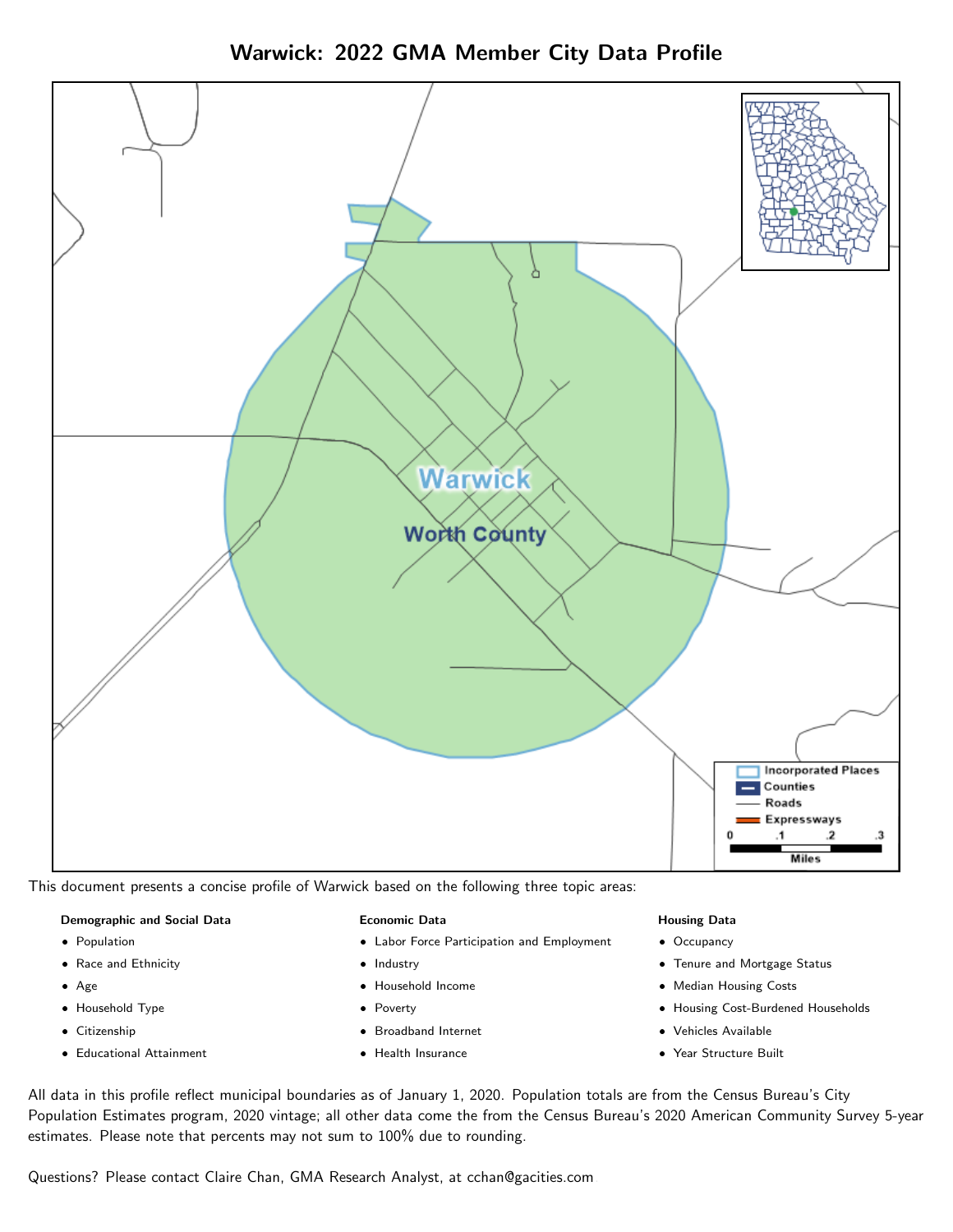# Warwick: 2022 GMA Member City Data Profile

This document presents a concise profile of Warwick based on the following three topic areas:

**Demographic and Social Data**

- Population
- Race and Ethnicity
- Age
- Household Type
- Citizenship
- Educational Attainment

**Economic Data**

- Labor Force Participation and Employment
- Industry
- Household Income
- Poverty
- Broadband Internet
- Health Insurance

**Housing Data**

- Occupancy
- Tenure and Mortgage Status
- Median Housing Costs
- Housing Cost-Burdened Households
- Vehicles Available
- Year Structure Built

All data in this profile reflect municipal boundaries as of January 1, 2020. Population totals are from the Census Bureau's City Population Estimates program, 2020 vintage; all other data come the from the Census Bureau's 2020 American Community Survey 5-year estimates. Please note that percents may not sum to 100% due to rounding.

Questions? Please contact Claire Chan, GMA Research Analyst, at cchan@gacities.com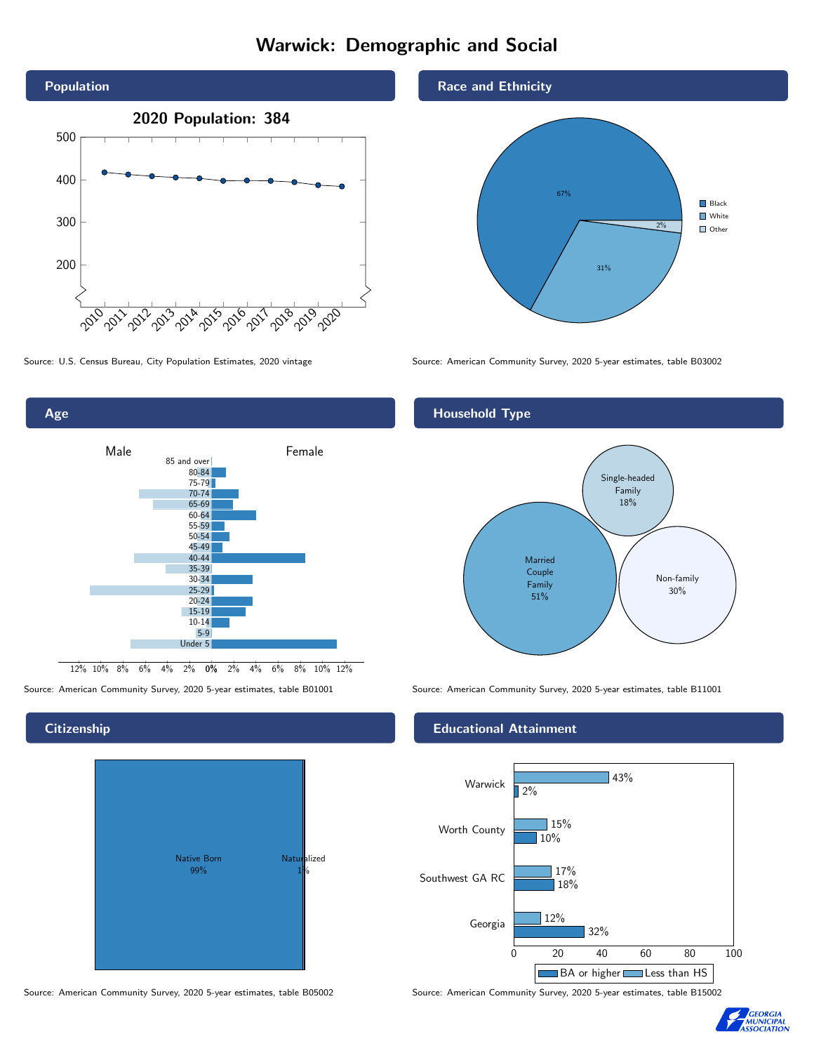# Warwick: Demographic and Social

## Population

2020 Population: 384

Source: U.S. Census Bureau, City Population Estimates, 2020 vintage

## Race and Ethnicity

| Race | Percent |
|---|---|
| Black | 67% |
| White | 31% |
| Other | 2% |

Source: American Community Survey, 2020 5-year estimates, table B03002

## Age

Source: American Community Survey, 2020 5-year estimates, table B01001

## Household Type

| Household Type | Percent |
|---|---|
| Married Couple Family | 51% |
| Single-headed Family | 18% |
| Non-family | 30% |

Source: American Community Survey, 2020 5-year estimates, table B11001

## Citizenship

| Citizenship | Percent |
|---|---|
| Native Born | 99% |
| Naturalized | 1% |

Source: American Community Survey, 2020 5-year estimates, table B05002

## Educational Attainment

| | Less than HS | BA or higher |
|---|---|---|
| Warwick | 43% | 2% |
| Worth County | 15% | 10% |
| Southwest GA RC | 17% | 18% |
| Georgia | 12% | 32% |

Source: American Community Survey, 2020 5-year estimates, table B15002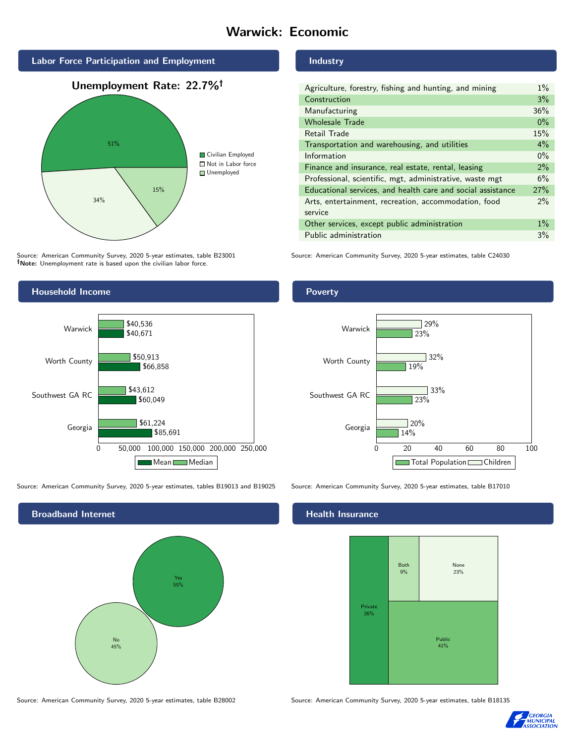# Warwick: Economic

## Labor Force Participation and Employment

**Unemployment Rate: 22.7%†**

| Category | Percent |
|---|---|
| Civilian Employed | 51% |
| Not in Labor force | 34% |
| Unemployed | 15% |

Source: American Community Survey, 2020 5-year estimates, table B23001
**†Note:** Unemployment rate is based upon the civilian labor force.

## Industry

| Industry | Percent |
|---|---|
| Agriculture, forestry, fishing and hunting, and mining | 1% |
| Construction | 3% |
| Manufacturing | 36% |
| Wholesale Trade | 0% |
| Retail Trade | 15% |
| Transportation and warehousing, and utilities | 4% |
| Information | 0% |
| Finance and insurance, real estate, rental, leasing | 2% |
| Professional, scientific, mgt, administrative, waste mgt | 6% |
| Educational services, and health care and social assistance | 27% |
| Arts, entertainment, recreation, accommodation, food service | 2% |
| Other services, except public administration | 1% |
| Public administration | 3% |

Source: American Community Survey, 2020 5-year estimates, table C24030

## Household Income

| Area | Median | Mean |
|---|---|---|
| Warwick | $40,536 | $40,671 |
| Worth County | $50,913 | $66,858 |
| Southwest GA RC | $43,612 | $60,049 |
| Georgia | $61,224 | $85,691 |

Source: American Community Survey, 2020 5-year estimates, tables B19013 and B19025

## Poverty

| Area | Children | Total Population |
|---|---|---|
| Warwick | 29% | 23% |
| Worth County | 32% | 19% |
| Southwest GA RC | 33% | 23% |
| Georgia | 20% | 14% |

Source: American Community Survey, 2020 5-year estimates, table B17010

## Broadband Internet

| Response | Percent |
|---|---|
| Yes | 55% |
| No | 45% |

Source: American Community Survey, 2020 5-year estimates, table B28002

## Health Insurance

| Type | Percent |
|---|---|
| Private | 26% |
| Both | 9% |
| None | 23% |
| Public | 41% |

Source: American Community Survey, 2020 5-year estimates, table B18135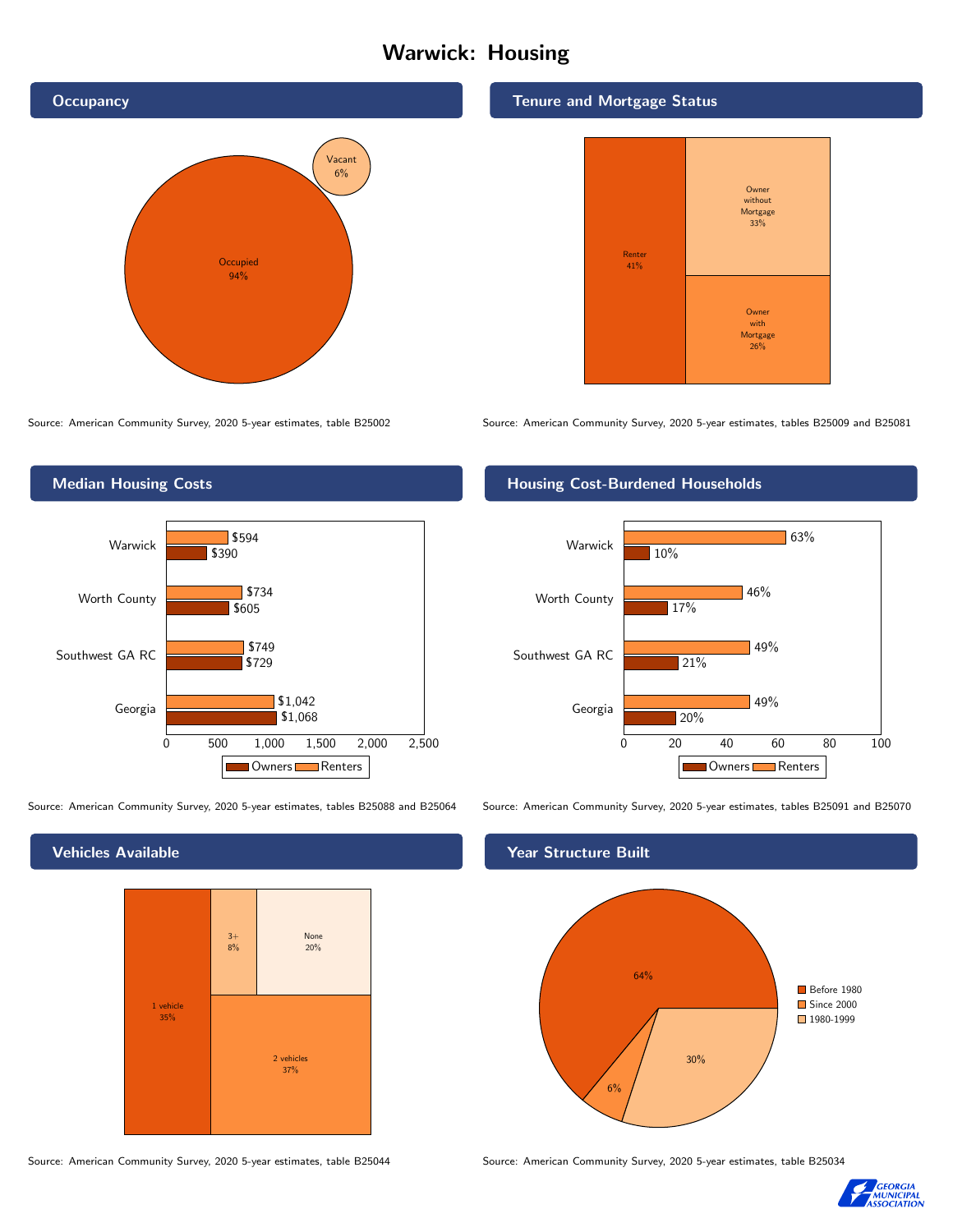# Warwick: Housing

## Occupancy

Vacant
6%

Occupied
94%

Source: American Community Survey, 2020 5-year estimates, table B25002

## Tenure and Mortgage Status

Renter
41%

Owner without Mortgage
33%

Owner with Mortgage
26%

Source: American Community Survey, 2020 5-year estimates, tables B25009 and B25081

## Median Housing Costs

Warwick
$594
$390

Worth County
$734
$605

Southwest GA RC
$749
$729

Georgia
$1,042
$1,068

0 500 1,000 1,500 2,000 2,500

Owners Renters

Source: American Community Survey, 2020 5-year estimates, tables B25088 and B25064

## Housing Cost-Burdened Households

Warwick
63%
10%

Worth County
46%
17%

Southwest GA RC
49%
21%

Georgia
49%
20%

0 20 40 60 80 100

Owners Renters

Source: American Community Survey, 2020 5-year estimates, tables B25091 and B25070

## Vehicles Available

1 vehicle
35%

3+
8%

None
20%

2 vehicles
37%

Source: American Community Survey, 2020 5-year estimates, table B25044

## Year Structure Built

64%

6%

30%

Before 1980
Since 2000
1980-1999

Source: American Community Survey, 2020 5-year estimates, table B25034